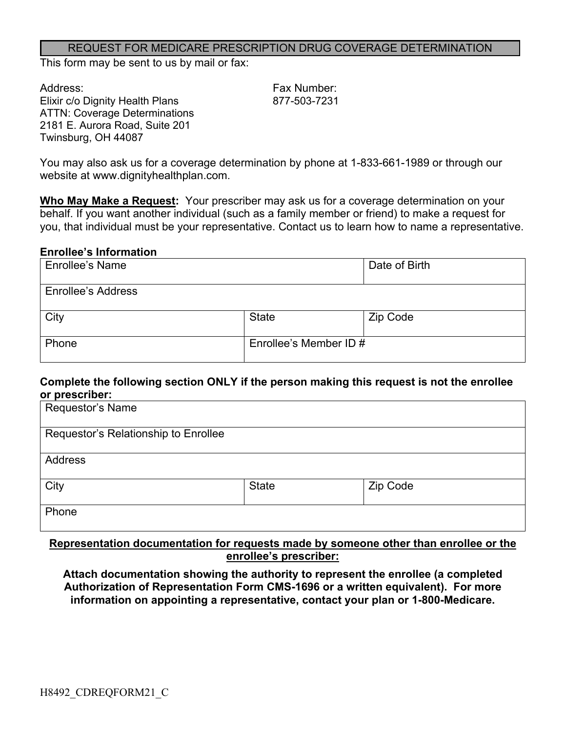# REQUEST FOR MEDICARE PRESCRIPTION DRUG COVERAGE DETERMINATION

This form may be sent to us by mail or fax:

Address:
Elixir c/o Dignity Health Plans
ATTN: Coverage Determinations
2181 E. Aurora Road, Suite 201
Twinsburg, OH 44087

Fax Number:
877-503-7231

You may also ask us for a coverage determination by phone at 1-833-661-1989 or through our website at www.dignityhealthplan.com.

**Who May Make a Request:** Your prescriber may ask us for a coverage determination on your behalf. If you want another individual (such as a family member or friend) to make a request for you, that individual must be your representative. Contact us to learn how to name a representative.

**Enrollee's Information**

| Enrollee's Name | | Date of Birth |
|---|---|---|
| Enrollee's Address | | |
| City | State | Zip Code |
| Phone | Enrollee's Member ID # | |

**Complete the following section ONLY if the person making this request is not the enrollee or prescriber:**

| Requestor's Name | | |
|---|---|---|
| Requestor's Relationship to Enrollee | | |
| Address | | |
| City | State | Zip Code |
| Phone | | |

**Representation documentation for requests made by someone other than enrollee or the enrollee's prescriber:**

**Attach documentation showing the authority to represent the enrollee (a completed Authorization of Representation Form CMS-1696 or a written equivalent). For more information on appointing a representative, contact your plan or 1-800-Medicare.**

H8492_CDREQFORM21_C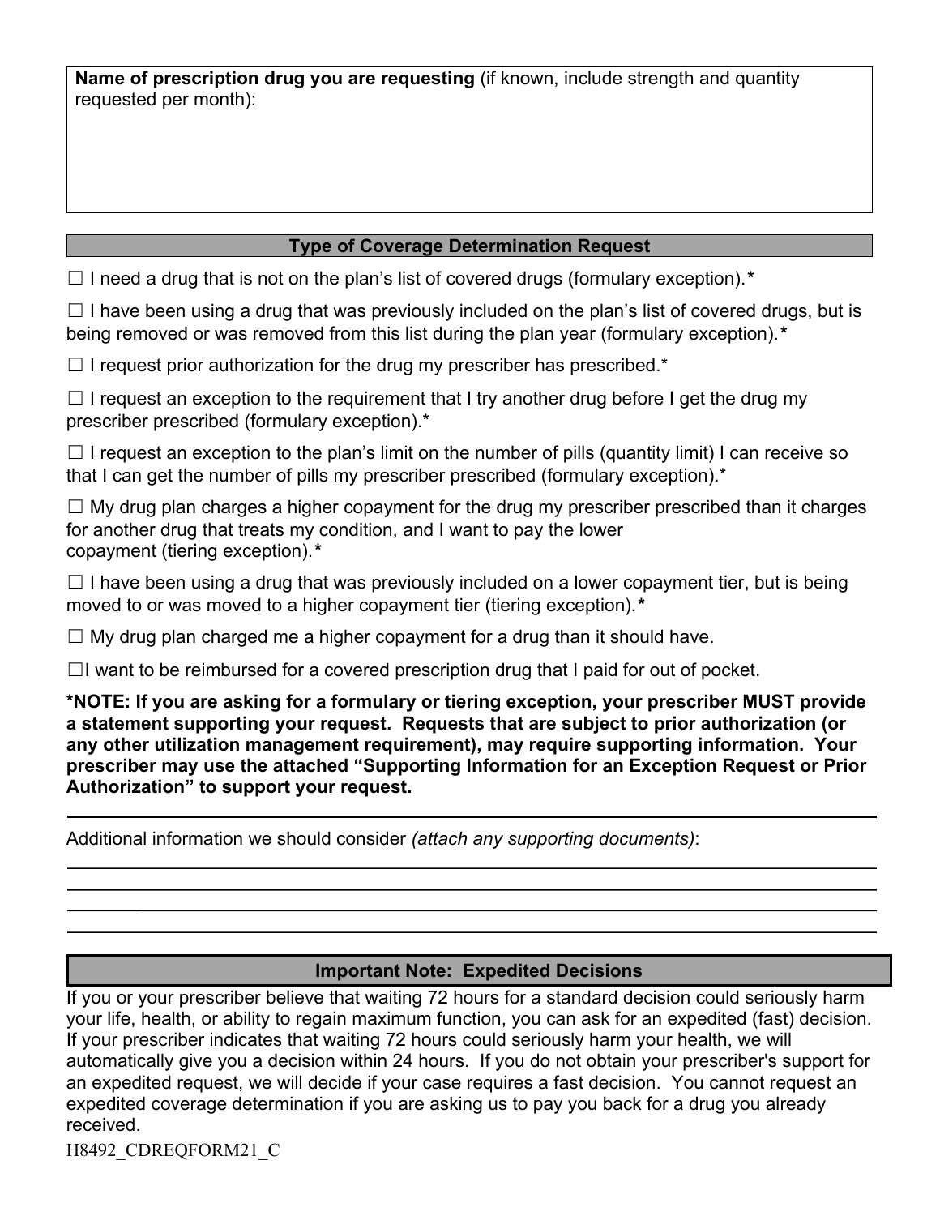**Name of prescription drug you are requesting** (if known, include strength and quantity requested per month):

## Type of Coverage Determination Request

☐ I need a drug that is not on the plan's list of covered drugs (formulary exception).**\***

☐ I have been using a drug that was previously included on the plan's list of covered drugs, but is being removed or was removed from this list during the plan year (formulary exception).**\***

☐ I request prior authorization for the drug my prescriber has prescribed.*

☐ I request an exception to the requirement that I try another drug before I get the drug my prescriber prescribed (formulary exception).*

☐ I request an exception to the plan's limit on the number of pills (quantity limit) I can receive so that I can get the number of pills my prescriber prescribed (formulary exception).*

☐ My drug plan charges a higher copayment for the drug my prescriber prescribed than it charges for another drug that treats my condition, and I want to pay the lower copayment (tiering exception).**\***

☐ I have been using a drug that was previously included on a lower copayment tier, but is being moved to or was moved to a higher copayment tier (tiering exception).**\***

☐ My drug plan charged me a higher copayment for a drug than it should have.

☐I want to be reimbursed for a covered prescription drug that I paid for out of pocket.

**\*NOTE: If you are asking for a formulary or tiering exception, your prescriber MUST provide a statement supporting your request. Requests that are subject to prior authorization (or any other utilization management requirement), may require supporting information. Your prescriber may use the attached "Supporting Information for an Exception Request or Prior Authorization" to support your request.**

Additional information we should consider *(attach any supporting documents)*:

______________________________________________________________________________

______________________________________________________________________________

______________________________________________________________________________

______________________________________________________________________________

## Important Note: Expedited Decisions

If you or your prescriber believe that waiting 72 hours for a standard decision could seriously harm your life, health, or ability to regain maximum function, you can ask for an expedited (fast) decision. If your prescriber indicates that waiting 72 hours could seriously harm your health, we will automatically give you a decision within 24 hours. If you do not obtain your prescriber's support for an expedited request, we will decide if your case requires a fast decision. You cannot request an expedited coverage determination if you are asking us to pay you back for a drug you already received.

H8492_CDREQFORM21_C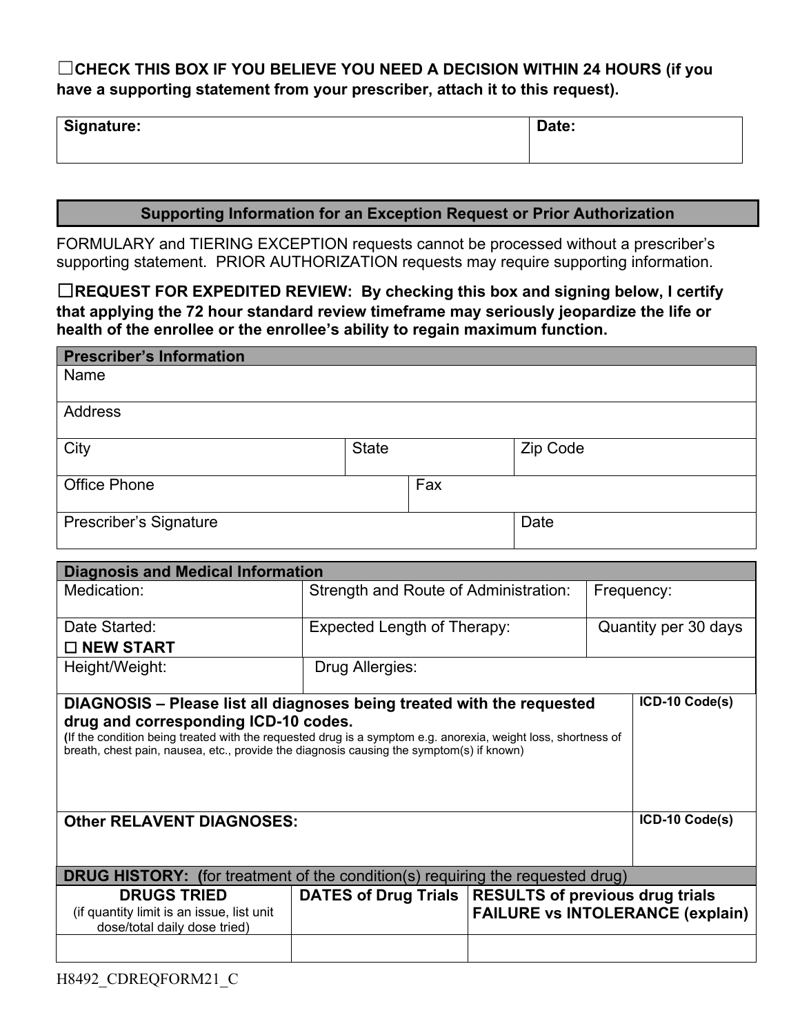☐**CHECK THIS BOX IF YOU BELIEVE YOU NEED A DECISION WITHIN 24 HOURS (if you have a supporting statement from your prescriber, attach it to this request).**

| Signature: | Date: |
|---|---|
| | |

## Supporting Information for an Exception Request or Prior Authorization

FORMULARY and TIERING EXCEPTION requests cannot be processed without a prescriber's supporting statement. PRIOR AUTHORIZATION requests may require supporting information.

☐**REQUEST FOR EXPEDITED REVIEW: By checking this box and signing below, I certify that applying the 72 hour standard review timeframe may seriously jeopardize the life or health of the enrollee or the enrollee's ability to regain maximum function.**

| **Prescriber's Information** | | |
|---|---|---|
| Name | | |
| Address | | |
| City | State | Zip Code |
| Office Phone | Fax | |
| Prescriber's Signature | | Date |

| **Diagnosis and Medical Information** | | |
|---|---|---|
| Medication: | Strength and Route of Administration: | Frequency: |
| Date Started: ☐ **NEW START** | Expected Length of Therapy: | Quantity per 30 days |
| Height/Weight: | Drug Allergies: | |

| **DIAGNOSIS – Please list all diagnoses being treated with the requested drug and corresponding ICD-10 codes.** (If the condition being treated with the requested drug is a symptom e.g. anorexia, weight loss, shortness of breath, chest pain, nausea, etc., provide the diagnosis causing the symptom(s) if known) | **ICD-10 Code(s)** |
|---|---|
| **Other RELAVENT DIAGNOSES:** | **ICD-10 Code(s)** |

| **DRUG HISTORY: (**for treatment of the condition(s) requiring the requested drug) | | |
|---|---|---|
| **DRUGS TRIED** (if quantity limit is an issue, list unit dose/total daily dose tried) | **DATES of Drug Trials** | **RESULTS of previous drug trials FAILURE vs INTOLERANCE (explain)** |
| | | |

H8492_CDREQFORM21_C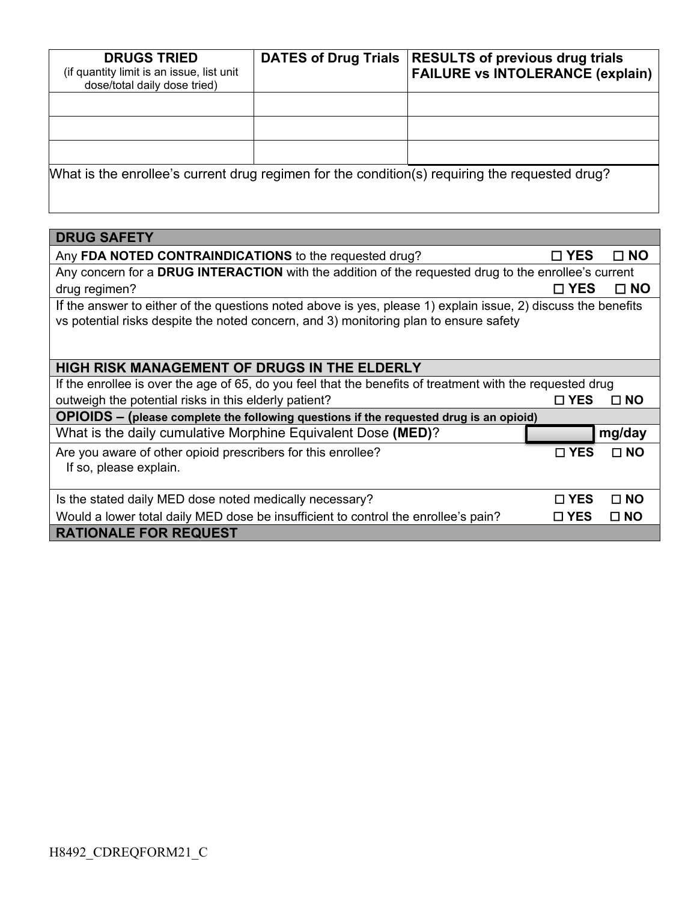| **DRUGS TRIED** (if quantity limit is an issue, list unit dose/total daily dose tried) | **DATES of Drug Trials** | **RESULTS of previous drug trials FAILURE vs INTOLERANCE (explain)** |
|---|---|---|
| | | |
| | | |
| | | |

What is the enrollee's current drug regimen for the condition(s) requiring the requested drug?

| **DRUG SAFETY** | | |
|---|---|---|
| Any **FDA NOTED CONTRAINDICATIONS** to the requested drug? | ☐ **YES** | ☐ **NO** |
| Any concern for a **DRUG INTERACTION** with the addition of the requested drug to the enrollee's current drug regimen? | ☐ **YES** | ☐ **NO** |
| If the answer to either of the questions noted above is yes, please 1) explain issue, 2) discuss the benefits vs potential risks despite the noted concern, and 3) monitoring plan to ensure safety | | |
| **HIGH RISK MANAGEMENT OF DRUGS IN THE ELDERLY** | | |
| If the enrollee is over the age of 65, do you feel that the benefits of treatment with the requested drug outweigh the potential risks in this elderly patient? | ☐ **YES** | ☐ **NO** |
| **OPIOIDS – (please complete the following questions if the requested drug is an opioid)** | | |
| What is the daily cumulative Morphine Equivalent Dose **(MED)**? | | **mg/day** |
| Are you aware of other opioid prescribers for this enrollee? If so, please explain. | ☐ **YES** | ☐ **NO** |
| Is the stated daily MED dose noted medically necessary? | ☐ **YES** | ☐ **NO** |
| Would a lower total daily MED dose be insufficient to control the enrollee's pain? | ☐ **YES** | ☐ **NO** |
| **RATIONALE FOR REQUEST** | | |

H8492_CDREQFORM21_C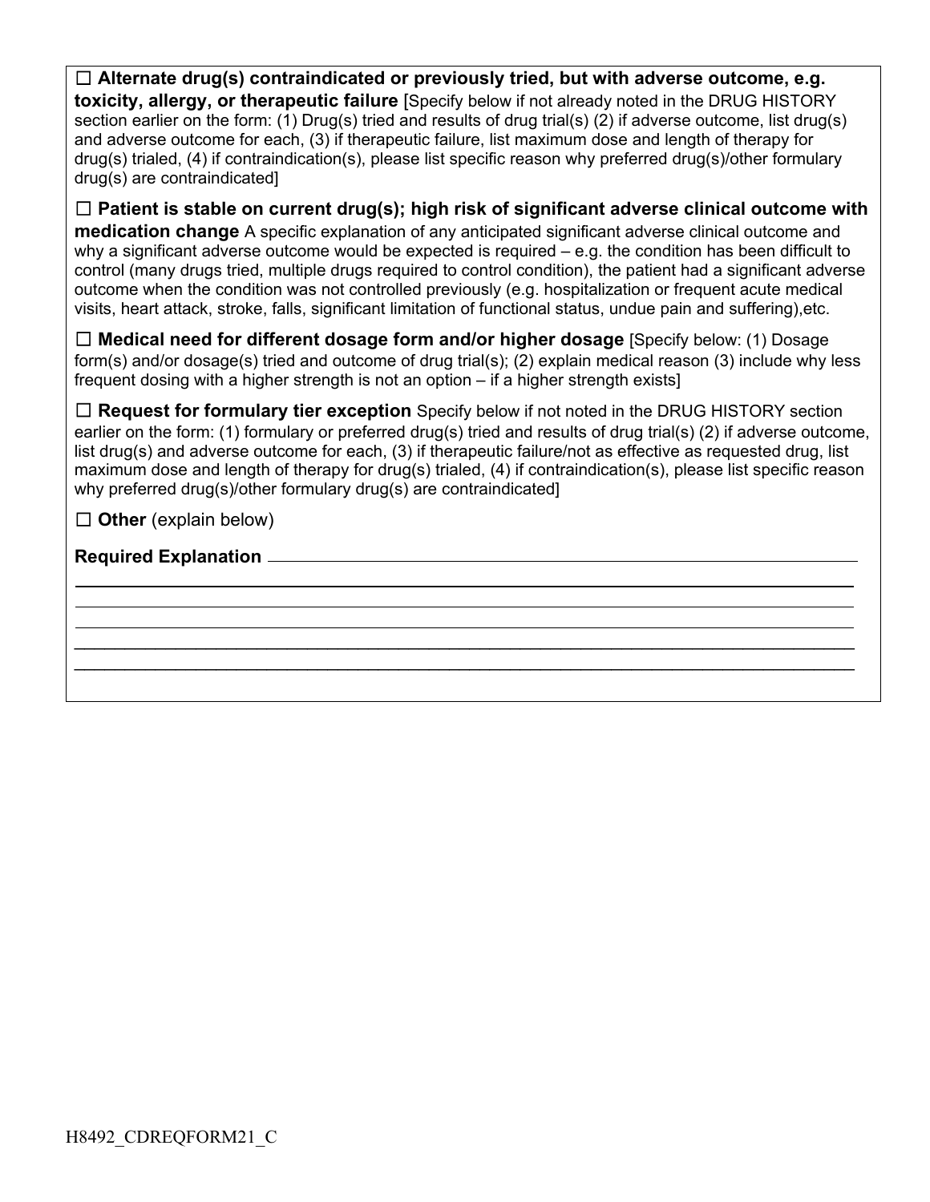☐ **Alternate drug(s) contraindicated or previously tried, but with adverse outcome, e.g. toxicity, allergy, or therapeutic failure** [Specify below if not already noted in the DRUG HISTORY section earlier on the form: (1) Drug(s) tried and results of drug trial(s) (2) if adverse outcome, list drug(s) and adverse outcome for each, (3) if therapeutic failure, list maximum dose and length of therapy for drug(s) trialed, (4) if contraindication(s), please list specific reason why preferred drug(s)/other formulary drug(s) are contraindicated]

☐ **Patient is stable on current drug(s); high risk of significant adverse clinical outcome with medication change** A specific explanation of any anticipated significant adverse clinical outcome and why a significant adverse outcome would be expected is required – e.g. the condition has been difficult to control (many drugs tried, multiple drugs required to control condition), the patient had a significant adverse outcome when the condition was not controlled previously (e.g. hospitalization or frequent acute medical visits, heart attack, stroke, falls, significant limitation of functional status, undue pain and suffering),etc.

☐ **Medical need for different dosage form and/or higher dosage** [Specify below: (1) Dosage form(s) and/or dosage(s) tried and outcome of drug trial(s); (2) explain medical reason (3) include why less frequent dosing with a higher strength is not an option – if a higher strength exists]

☐ **Request for formulary tier exception** Specify below if not noted in the DRUG HISTORY section earlier on the form: (1) formulary or preferred drug(s) tried and results of drug trial(s) (2) if adverse outcome, list drug(s) and adverse outcome for each, (3) if therapeutic failure/not as effective as requested drug, list maximum dose and length of therapy for drug(s) trialed, (4) if contraindication(s), please list specific reason why preferred drug(s)/other formulary drug(s) are contraindicated]

☐ **Other** (explain below)

**Required Explanation** ______________________________________________________________

______________________________________________________________________________

______________________________________________________________________________

______________________________________________________________________________

______________________________________________________________________________

______________________________________________________________________________

H8492_CDREQFORM21_C